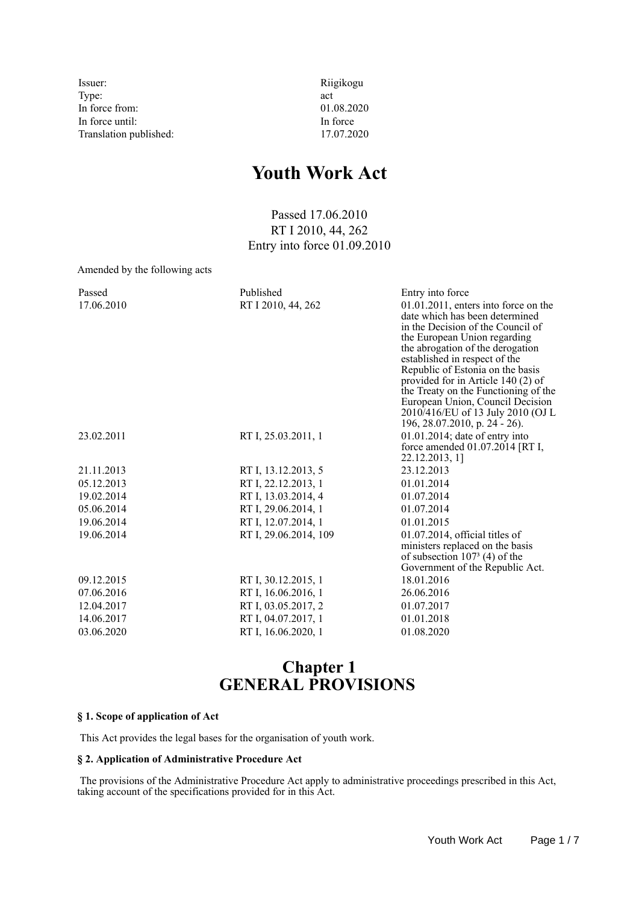| | |
|---|---|
| Issuer: | Riigikogu |
| Type: | act |
| In force from: | 01.08.2020 |
| In force until: | In force |
| Translation published: | 17.07.2020 |

# Youth Work Act

Passed 17.06.2010
RT I 2010, 44, 262
Entry into force 01.09.2010

Amended by the following acts

| Passed | Published | Entry into force |
|---|---|---|
| 17.06.2010 | RT I 2010, 44, 262 | 01.01.2011, enters into force on the date which has been determined in the Decision of the Council of the European Union regarding the abrogation of the derogation established in respect of the Republic of Estonia on the basis provided for in Article 140 (2) of the Treaty on the Functioning of the European Union, Council Decision 2010/416/EU of 13 July 2010 (OJ L 196, 28.07.2010, p. 24 - 26). |
| 23.02.2011 | RT I, 25.03.2011, 1 | 01.01.2014; date of entry into force amended 01.07.2014 [RT I, 22.12.2013, 1] |
| 21.11.2013 | RT I, 13.12.2013, 5 | 23.12.2013 |
| 05.12.2013 | RT I, 22.12.2013, 1 | 01.01.2014 |
| 19.02.2014 | RT I, 13.03.2014, 4 | 01.07.2014 |
| 05.06.2014 | RT I, 29.06.2014, 1 | 01.07.2014 |
| 19.06.2014 | RT I, 12.07.2014, 1 | 01.01.2015 |
| 19.06.2014 | RT I, 29.06.2014, 109 | 01.07.2014, official titles of ministers replaced on the basis of subsection $107^3$ (4) of the Government of the Republic Act. |
| 09.12.2015 | RT I, 30.12.2015, 1 | 18.01.2016 |
| 07.06.2016 | RT I, 16.06.2016, 1 | 26.06.2016 |
| 12.04.2017 | RT I, 03.05.2017, 2 | 01.07.2017 |
| 14.06.2017 | RT I, 04.07.2017, 1 | 01.01.2018 |
| 03.06.2020 | RT I, 16.06.2020, 1 | 01.08.2020 |

## Chapter 1
## GENERAL PROVISIONS

**§ 1. Scope of application of Act**

This Act provides the legal bases for the organisation of youth work.

**§ 2. Application of Administrative Procedure Act**

The provisions of the Administrative Procedure Act apply to administrative proceedings prescribed in this Act, taking account of the specifications provided for in this Act.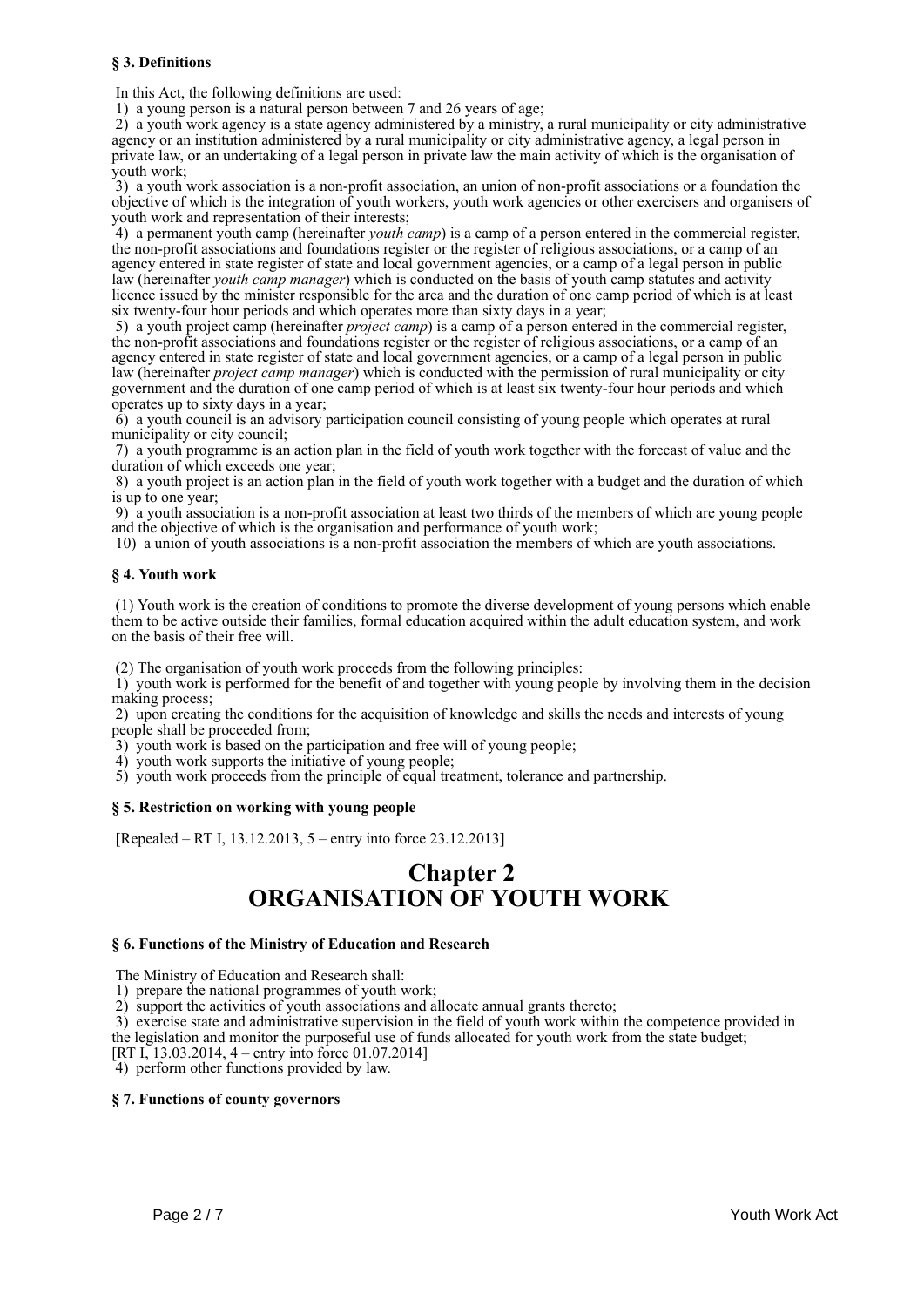### § 3. Definitions

In this Act, the following definitions are used:

1) a young person is a natural person between 7 and 26 years of age;

2) a youth work agency is a state agency administered by a ministry, a rural municipality or city administrative agency or an institution administered by a rural municipality or city administrative agency, a legal person in private law, or an undertaking of a legal person in private law the main activity of which is the organisation of youth work;

3) a youth work association is a non-profit association, an union of non-profit associations or a foundation the objective of which is the integration of youth workers, youth work agencies or other exercisers and organisers of youth work and representation of their interests;

4) a permanent youth camp (hereinafter *youth camp*) is a camp of a person entered in the commercial register, the non-profit associations and foundations register or the register of religious associations, or a camp of an agency entered in state register of state and local government agencies, or a camp of a legal person in public law (hereinafter *youth camp manager*) which is conducted on the basis of youth camp statutes and activity licence issued by the minister responsible for the area and the duration of one camp period of which is at least six twenty-four hour periods and which operates more than sixty days in a year;

5) a youth project camp (hereinafter *project camp*) is a camp of a person entered in the commercial register, the non-profit associations and foundations register or the register of religious associations, or a camp of an agency entered in state register of state and local government agencies, or a camp of a legal person in public law (hereinafter *project camp manager*) which is conducted with the permission of rural municipality or city government and the duration of one camp period of which is at least six twenty-four hour periods and which operates up to sixty days in a year;

6) a youth council is an advisory participation council consisting of young people which operates at rural municipality or city council;

7) a youth programme is an action plan in the field of youth work together with the forecast of value and the duration of which exceeds one year;

8) a youth project is an action plan in the field of youth work together with a budget and the duration of which is up to one year;

9) a youth association is a non-profit association at least two thirds of the members of which are young people and the objective of which is the organisation and performance of youth work;

10) a union of youth associations is a non-profit association the members of which are youth associations.

### § 4. Youth work

(1) Youth work is the creation of conditions to promote the diverse development of young persons which enable them to be active outside their families, formal education acquired within the adult education system, and work on the basis of their free will.

(2) The organisation of youth work proceeds from the following principles:

1) youth work is performed for the benefit of and together with young people by involving them in the decision making process;

2) upon creating the conditions for the acquisition of knowledge and skills the needs and interests of young people shall be proceeded from;

3) youth work is based on the participation and free will of young people;

4) youth work supports the initiative of young people;

5) youth work proceeds from the principle of equal treatment, tolerance and partnership.

### § 5. Restriction on working with young people

[Repealed – RT I, 13.12.2013, 5 – entry into force 23.12.2013]

## Chapter 2
## ORGANISATION OF YOUTH WORK

### § 6. Functions of the Ministry of Education and Research

The Ministry of Education and Research shall:

1) prepare the national programmes of youth work;

2) support the activities of youth associations and allocate annual grants thereto;

3) exercise state and administrative supervision in the field of youth work within the competence provided in the legislation and monitor the purposeful use of funds allocated for youth work from the state budget;
[RT I, 13.03.2014, 4 – entry into force 01.07.2014]

4) perform other functions provided by law.

### § 7. Functions of county governors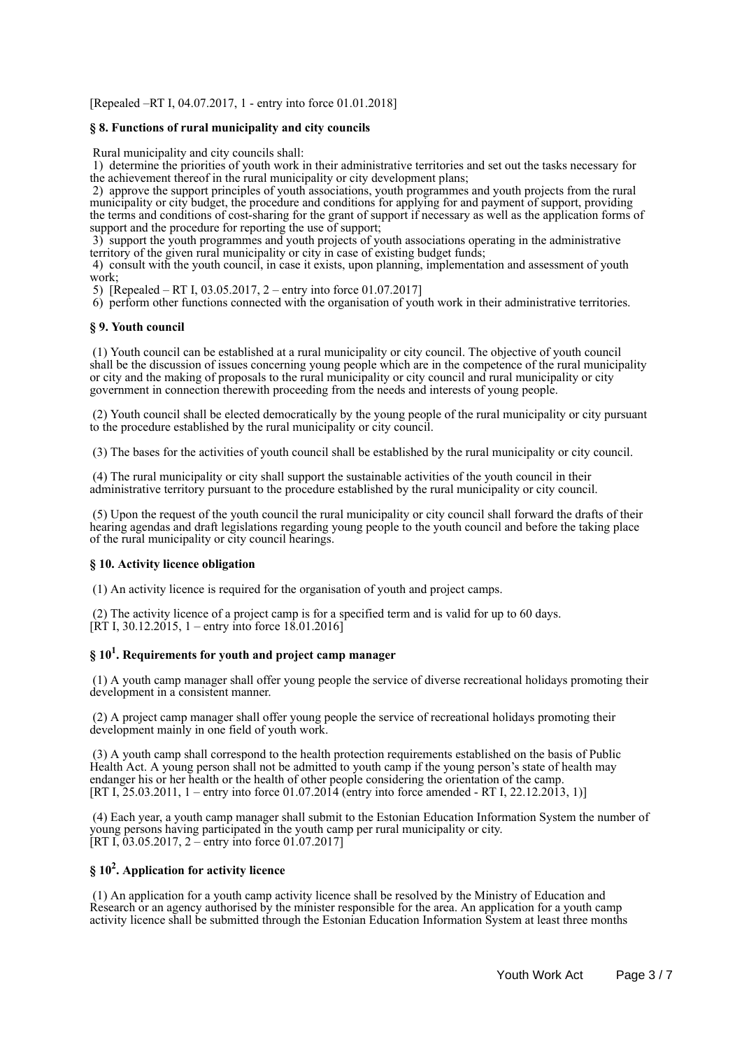[Repealed –RT I, 04.07.2017, 1 - entry into force 01.01.2018]

### § 8. Functions of rural municipality and city councils

Rural municipality and city councils shall:

1) determine the priorities of youth work in their administrative territories and set out the tasks necessary for the achievement thereof in the rural municipality or city development plans;
2) approve the support principles of youth associations, youth programmes and youth projects from the rural municipality or city budget, the procedure and conditions for applying for and payment of support, providing the terms and conditions of cost-sharing for the grant of support if necessary as well as the application forms of support and the procedure for reporting the use of support;
3) support the youth programmes and youth projects of youth associations operating in the administrative territory of the given rural municipality or city in case of existing budget funds;
4) consult with the youth council, in case it exists, upon planning, implementation and assessment of youth work;
5) [Repealed – RT I, 03.05.2017, 2 – entry into force 01.07.2017]
6) perform other functions connected with the organisation of youth work in their administrative territories.

### § 9. Youth council

(1) Youth council can be established at a rural municipality or city council. The objective of youth council shall be the discussion of issues concerning young people which are in the competence of the rural municipality or city and the making of proposals to the rural municipality or city council and rural municipality or city government in connection therewith proceeding from the needs and interests of young people.

(2) Youth council shall be elected democratically by the young people of the rural municipality or city pursuant to the procedure established by the rural municipality or city council.

(3) The bases for the activities of youth council shall be established by the rural municipality or city council.

(4) The rural municipality or city shall support the sustainable activities of the youth council in their administrative territory pursuant to the procedure established by the rural municipality or city council.

(5) Upon the request of the youth council the rural municipality or city council shall forward the drafts of their hearing agendas and draft legislations regarding young people to the youth council and before the taking place of the rural municipality or city council hearings.

### § 10. Activity licence obligation

(1) An activity licence is required for the organisation of youth and project camps.

(2) The activity licence of a project camp is for a specified term and is valid for up to 60 days.
[RT I, 30.12.2015, 1 – entry into force 18.01.2016]

### § 10[1]. Requirements for youth and project camp manager

(1) A youth camp manager shall offer young people the service of diverse recreational holidays promoting their development in a consistent manner.

(2) A project camp manager shall offer young people the service of recreational holidays promoting their development mainly in one field of youth work.

(3) A youth camp shall correspond to the health protection requirements established on the basis of Public Health Act. A young person shall not be admitted to youth camp if the young person's state of health may endanger his or her health or the health of other people considering the orientation of the camp.
[RT I, 25.03.2011, 1 – entry into force 01.07.2014 (entry into force amended - RT I, 22.12.2013, 1)]

(4) Each year, a youth camp manager shall submit to the Estonian Education Information System the number of young persons having participated in the youth camp per rural municipality or city.
[RT I, 03.05.2017, 2 – entry into force 01.07.2017]

### § 10[2]. Application for activity licence

(1) An application for a youth camp activity licence shall be resolved by the Ministry of Education and Research or an agency authorised by the minister responsible for the area. An application for a youth camp activity licence shall be submitted through the Estonian Education Information System at least three months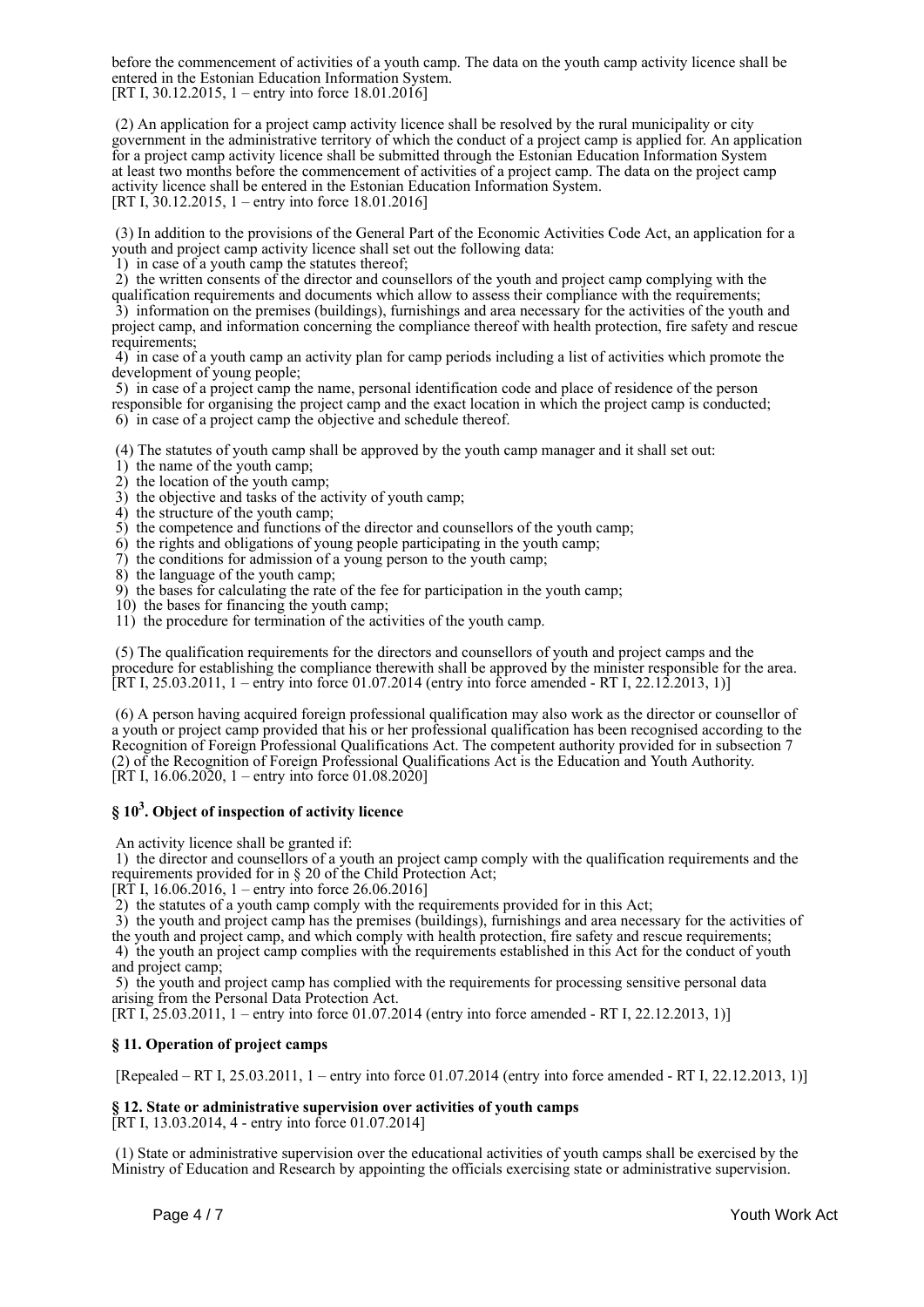before the commencement of activities of a youth camp. The data on the youth camp activity licence shall be entered in the Estonian Education Information System.
[RT I, 30.12.2015, 1 – entry into force 18.01.2016]

(2) An application for a project camp activity licence shall be resolved by the rural municipality or city government in the administrative territory of which the conduct of a project camp is applied for. An application for a project camp activity licence shall be submitted through the Estonian Education Information System at least two months before the commencement of activities of a project camp. The data on the project camp activity licence shall be entered in the Estonian Education Information System.
[RT I, 30.12.2015, 1 – entry into force 18.01.2016]

(3) In addition to the provisions of the General Part of the Economic Activities Code Act, an application for a youth and project camp activity licence shall set out the following data:
1) in case of a youth camp the statutes thereof;
2) the written consents of the director and counsellors of the youth and project camp complying with the qualification requirements and documents which allow to assess their compliance with the requirements;
3) information on the premises (buildings), furnishings and area necessary for the activities of the youth and project camp, and information concerning the compliance thereof with health protection, fire safety and rescue requirements;
4) in case of a youth camp an activity plan for camp periods including a list of activities which promote the development of young people;
5) in case of a project camp the name, personal identification code and place of residence of the person responsible for organising the project camp and the exact location in which the project camp is conducted;
6) in case of a project camp the objective and schedule thereof.

(4) The statutes of youth camp shall be approved by the youth camp manager and it shall set out:
1) the name of the youth camp;
2) the location of the youth camp;
3) the objective and tasks of the activity of youth camp;
4) the structure of the youth camp;
5) the competence and functions of the director and counsellors of the youth camp;
6) the rights and obligations of young people participating in the youth camp;
7) the conditions for admission of a young person to the youth camp;
8) the language of the youth camp;
9) the bases for calculating the rate of the fee for participation in the youth camp;
10) the bases for financing the youth camp;
11) the procedure for termination of the activities of the youth camp.

(5) The qualification requirements for the directors and counsellors of youth and project camps and the procedure for establishing the compliance therewith shall be approved by the minister responsible for the area.
[RT I, 25.03.2011, 1 – entry into force 01.07.2014 (entry into force amended - RT I, 22.12.2013, 1)]

(6) A person having acquired foreign professional qualification may also work as the director or counsellor of a youth or project camp provided that his or her professional qualification has been recognised according to the Recognition of Foreign Professional Qualifications Act. The competent authority provided for in subsection 7 (2) of the Recognition of Foreign Professional Qualifications Act is the Education and Youth Authority.
[RT I, 16.06.2020, 1 – entry into force 01.08.2020]

### § 10[3]. Object of inspection of activity licence

An activity licence shall be granted if:
1) the director and counsellors of a youth an project camp comply with the qualification requirements and the requirements provided for in § 20 of the Child Protection Act;
[RT I, 16.06.2016, 1 – entry into force 26.06.2016]
2) the statutes of a youth camp comply with the requirements provided for in this Act;
3) the youth and project camp has the premises (buildings), furnishings and area necessary for the activities of the youth and project camp, and which comply with health protection, fire safety and rescue requirements;
4) the youth an project camp complies with the requirements established in this Act for the conduct of youth and project camp;
5) the youth and project camp has complied with the requirements for processing sensitive personal data arising from the Personal Data Protection Act.
[RT I, 25.03.2011, 1 – entry into force 01.07.2014 (entry into force amended - RT I, 22.12.2013, 1)]

### § 11. Operation of project camps

[Repealed – RT I, 25.03.2011, 1 – entry into force 01.07.2014 (entry into force amended - RT I, 22.12.2013, 1)]

### § 12. State or administrative supervision over activities of youth camps

[RT I, 13.03.2014, 4 - entry into force 01.07.2014]

(1) State or administrative supervision over the educational activities of youth camps shall be exercised by the Ministry of Education and Research by appointing the officials exercising state or administrative supervision.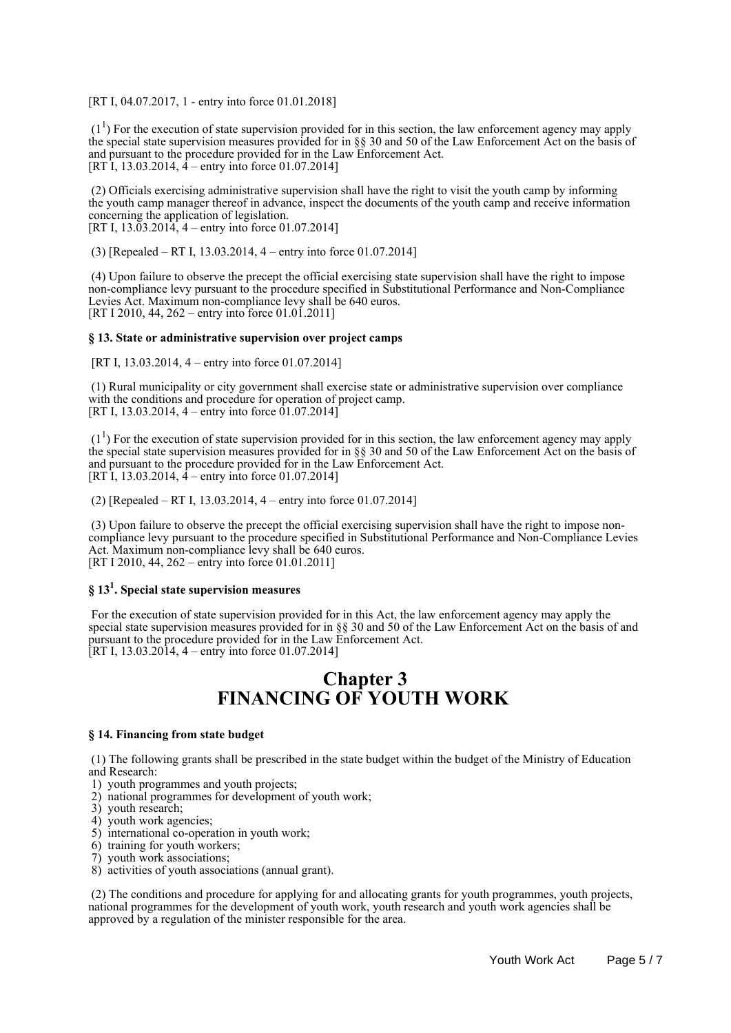[RT I, 04.07.2017, 1 - entry into force 01.01.2018]

(1[1]) For the execution of state supervision provided for in this section, the law enforcement agency may apply the special state supervision measures provided for in §§ 30 and 50 of the Law Enforcement Act on the basis of and pursuant to the procedure provided for in the Law Enforcement Act.
[RT I, 13.03.2014, 4 – entry into force 01.07.2014]

(2) Officials exercising administrative supervision shall have the right to visit the youth camp by informing the youth camp manager thereof in advance, inspect the documents of the youth camp and receive information concerning the application of legislation.
[RT I, 13.03.2014, 4 – entry into force 01.07.2014]

(3) [Repealed – RT I, 13.03.2014, 4 – entry into force 01.07.2014]

(4) Upon failure to observe the precept the official exercising state supervision shall have the right to impose non-compliance levy pursuant to the procedure specified in Substitutional Performance and Non-Compliance Levies Act. Maximum non-compliance levy shall be 640 euros.
[RT I 2010, 44, 262 – entry into force 01.01.2011]

**§ 13. State or administrative supervision over project camps**

[RT I, 13.03.2014, 4 – entry into force 01.07.2014]

(1) Rural municipality or city government shall exercise state or administrative supervision over compliance with the conditions and procedure for operation of project camp.
[RT I, 13.03.2014, 4 – entry into force 01.07.2014]

(1[1]) For the execution of state supervision provided for in this section, the law enforcement agency may apply the special state supervision measures provided for in §§ 30 and 50 of the Law Enforcement Act on the basis of and pursuant to the procedure provided for in the Law Enforcement Act.
[RT I, 13.03.2014, 4 – entry into force 01.07.2014]

(2) [Repealed – RT I, 13.03.2014, 4 – entry into force 01.07.2014]

(3) Upon failure to observe the precept the official exercising supervision shall have the right to impose non-compliance levy pursuant to the procedure specified in Substitutional Performance and Non-Compliance Levies Act. Maximum non-compliance levy shall be 640 euros.
[RT I 2010, 44, 262 – entry into force 01.01.2011]

**§ 13[1]. Special state supervision measures**

For the execution of state supervision provided for in this Act, the law enforcement agency may apply the special state supervision measures provided for in §§ 30 and 50 of the Law Enforcement Act on the basis of and pursuant to the procedure provided for in the Law Enforcement Act.
[RT I, 13.03.2014, 4 – entry into force 01.07.2014]

# Chapter 3
# FINANCING OF YOUTH WORK

**§ 14. Financing from state budget**

(1) The following grants shall be prescribed in the state budget within the budget of the Ministry of Education and Research:
1) youth programmes and youth projects;
2) national programmes for development of youth work;
3) youth research;
4) youth work agencies;
5) international co-operation in youth work;
6) training for youth workers;
7) youth work associations;
8) activities of youth associations (annual grant).

(2) The conditions and procedure for applying for and allocating grants for youth programmes, youth projects, national programmes for the development of youth work, youth research and youth work agencies shall be approved by a regulation of the minister responsible for the area.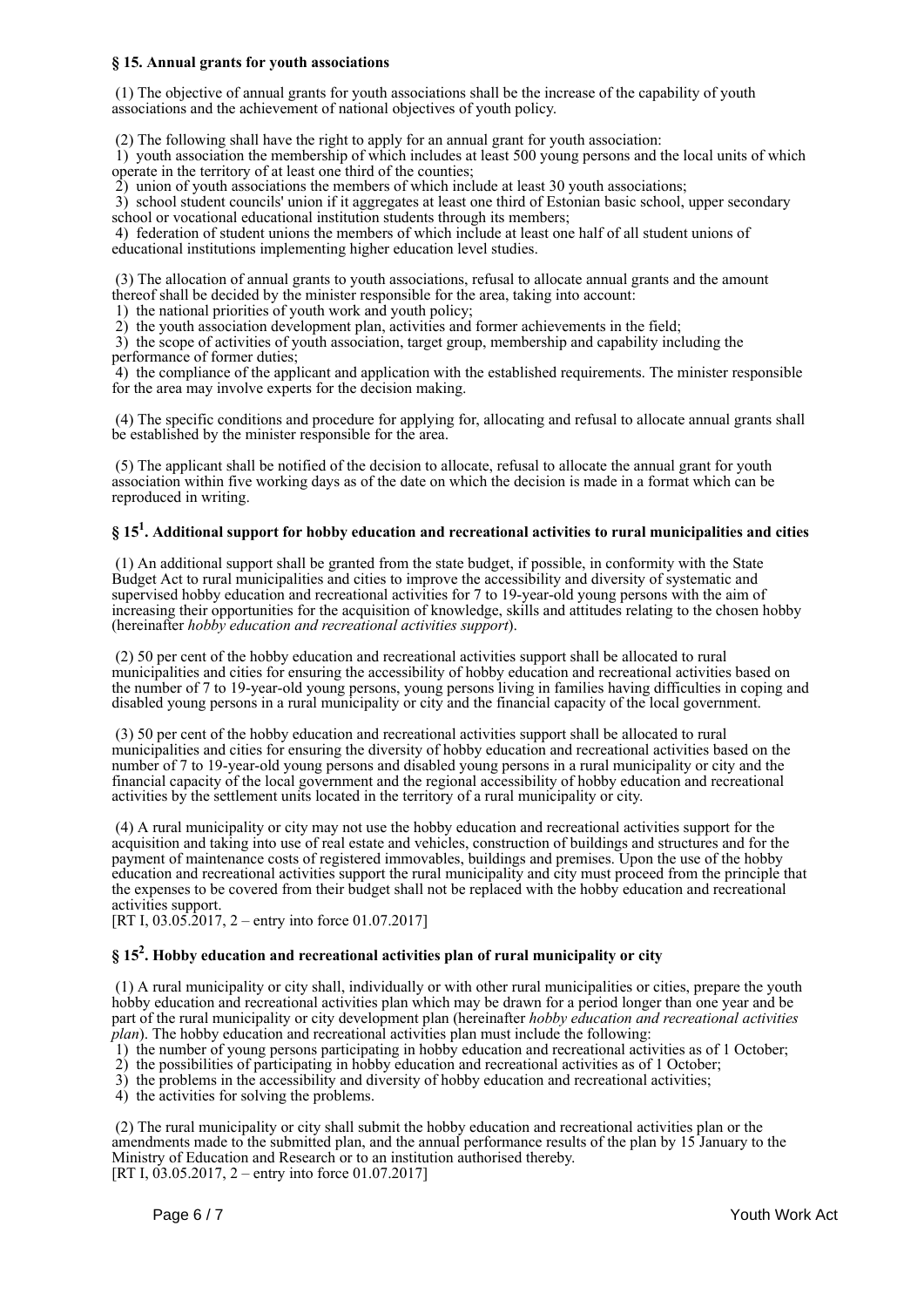### § 15. Annual grants for youth associations

(1) The objective of annual grants for youth associations shall be the increase of the capability of youth associations and the achievement of national objectives of youth policy.

(2) The following shall have the right to apply for an annual grant for youth association:
1) youth association the membership of which includes at least 500 young persons and the local units of which operate in the territory of at least one third of the counties;
2) union of youth associations the members of which include at least 30 youth associations;
3) school student councils' union if it aggregates at least one third of Estonian basic school, upper secondary school or vocational educational institution students through its members;
4) federation of student unions the members of which include at least one half of all student unions of educational institutions implementing higher education level studies.

(3) The allocation of annual grants to youth associations, refusal to allocate annual grants and the amount thereof shall be decided by the minister responsible for the area, taking into account:
1) the national priorities of youth work and youth policy;
2) the youth association development plan, activities and former achievements in the field;
3) the scope of activities of youth association, target group, membership and capability including the performance of former duties;
4) the compliance of the applicant and application with the established requirements. The minister responsible for the area may involve experts for the decision making.

(4) The specific conditions and procedure for applying for, allocating and refusal to allocate annual grants shall be established by the minister responsible for the area.

(5) The applicant shall be notified of the decision to allocate, refusal to allocate the annual grant for youth association within five working days as of the date on which the decision is made in a format which can be reproduced in writing.

### § 15[1]. Additional support for hobby education and recreational activities to rural municipalities and cities

(1) An additional support shall be granted from the state budget, if possible, in conformity with the State Budget Act to rural municipalities and cities to improve the accessibility and diversity of systematic and supervised hobby education and recreational activities for 7 to 19-year-old young persons with the aim of increasing their opportunities for the acquisition of knowledge, skills and attitudes relating to the chosen hobby (hereinafter *hobby education and recreational activities support*).

(2) 50 per cent of the hobby education and recreational activities support shall be allocated to rural municipalities and cities for ensuring the accessibility of hobby education and recreational activities based on the number of 7 to 19-year-old young persons, young persons living in families having difficulties in coping and disabled young persons in a rural municipality or city and the financial capacity of the local government.

(3) 50 per cent of the hobby education and recreational activities support shall be allocated to rural municipalities and cities for ensuring the diversity of hobby education and recreational activities based on the number of 7 to 19-year-old young persons and disabled young persons in a rural municipality or city and the financial capacity of the local government and the regional accessibility of hobby education and recreational activities by the settlement units located in the territory of a rural municipality or city.

(4) A rural municipality or city may not use the hobby education and recreational activities support for the acquisition and taking into use of real estate and vehicles, construction of buildings and structures and for the payment of maintenance costs of registered immovables, buildings and premises. Upon the use of the hobby education and recreational activities support the rural municipality and city must proceed from the principle that the expenses to be covered from their budget shall not be replaced with the hobby education and recreational activities support.
[RT I, 03.05.2017, 2 – entry into force 01.07.2017]

### § 15[2]. Hobby education and recreational activities plan of rural municipality or city

(1) A rural municipality or city shall, individually or with other rural municipalities or cities, prepare the youth hobby education and recreational activities plan which may be drawn for a period longer than one year and be part of the rural municipality or city development plan (hereinafter *hobby education and recreational activities plan*). The hobby education and recreational activities plan must include the following:
1) the number of young persons participating in hobby education and recreational activities as of 1 October;
2) the possibilities of participating in hobby education and recreational activities as of 1 October;
3) the problems in the accessibility and diversity of hobby education and recreational activities;
4) the activities for solving the problems.

(2) The rural municipality or city shall submit the hobby education and recreational activities plan or the amendments made to the submitted plan, and the annual performance results of the plan by 15 January to the Ministry of Education and Research or to an institution authorised thereby.
[RT I, 03.05.2017, 2 – entry into force 01.07.2017]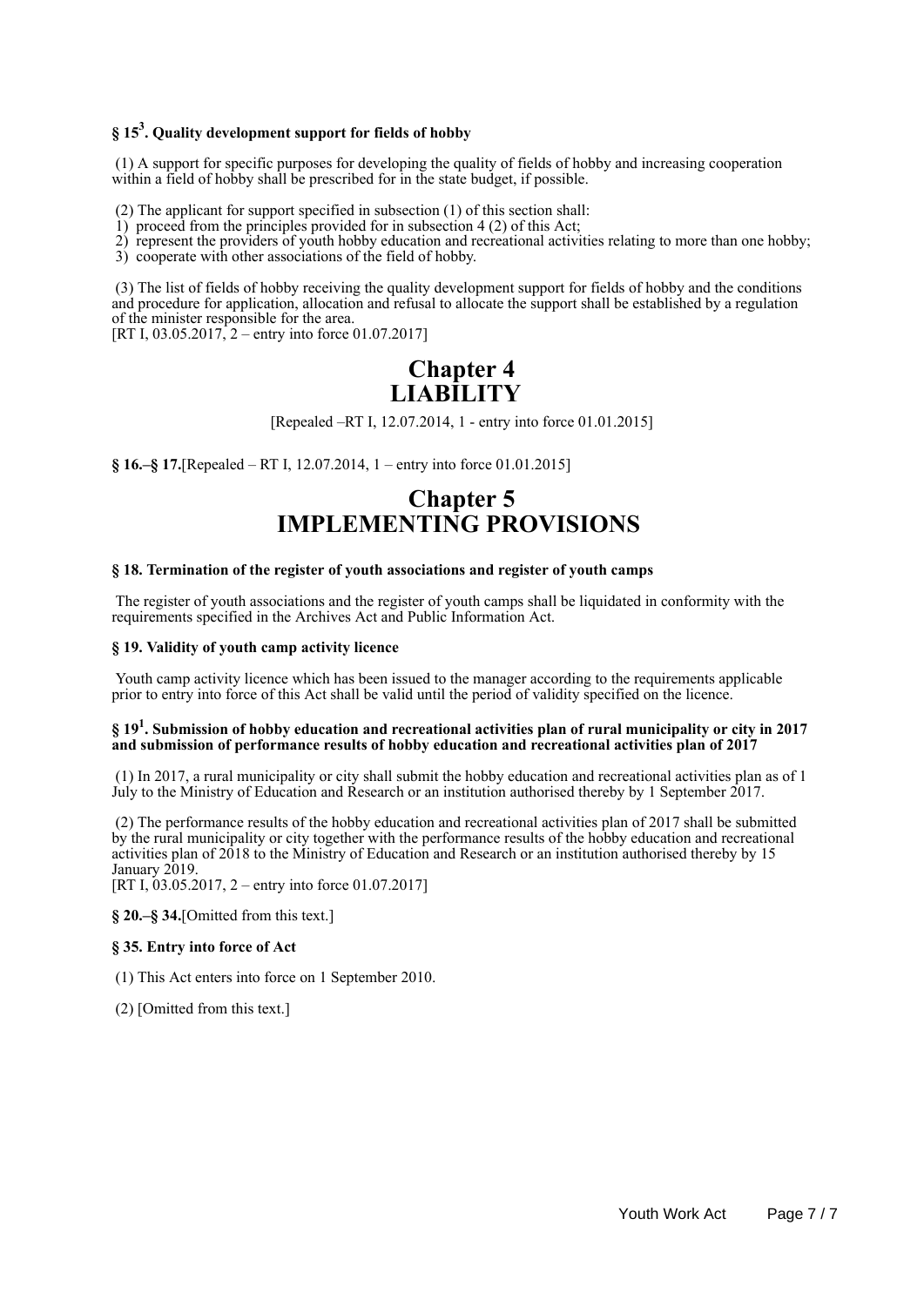**§ 15[3]. Quality development support for fields of hobby**

(1) A support for specific purposes for developing the quality of fields of hobby and increasing cooperation within a field of hobby shall be prescribed for in the state budget, if possible.

(2) The applicant for support specified in subsection (1) of this section shall:
1) proceed from the principles provided for in subsection 4 (2) of this Act;
2) represent the providers of youth hobby education and recreational activities relating to more than one hobby;
3) cooperate with other associations of the field of hobby.

(3) The list of fields of hobby receiving the quality development support for fields of hobby and the conditions and procedure for application, allocation and refusal to allocate the support shall be established by a regulation of the minister responsible for the area.
[RT I, 03.05.2017, 2 – entry into force 01.07.2017]

# Chapter 4
# LIABILITY

[Repealed –RT I, 12.07.2014, 1 - entry into force 01.01.2015]

**§ 16.–§ 17.**[Repealed – RT I, 12.07.2014, 1 – entry into force 01.01.2015]

# Chapter 5
# IMPLEMENTING PROVISIONS

**§ 18. Termination of the register of youth associations and register of youth camps**

The register of youth associations and the register of youth camps shall be liquidated in conformity with the requirements specified in the Archives Act and Public Information Act.

**§ 19. Validity of youth camp activity licence**

Youth camp activity licence which has been issued to the manager according to the requirements applicable prior to entry into force of this Act shall be valid until the period of validity specified on the licence.

**§ 19[1]. Submission of hobby education and recreational activities plan of rural municipality or city in 2017 and submission of performance results of hobby education and recreational activities plan of 2017**

(1) In 2017, a rural municipality or city shall submit the hobby education and recreational activities plan as of 1 July to the Ministry of Education and Research or an institution authorised thereby by 1 September 2017.

(2) The performance results of the hobby education and recreational activities plan of 2017 shall be submitted by the rural municipality or city together with the performance results of the hobby education and recreational activities plan of 2018 to the Ministry of Education and Research or an institution authorised thereby by 15 January 2019.
[RT I, 03.05.2017, 2 – entry into force 01.07.2017]

**§ 20.–§ 34.**[Omitted from this text.]

**§ 35. Entry into force of Act**

(1) This Act enters into force on 1 September 2010.

(2) [Omitted from this text.]